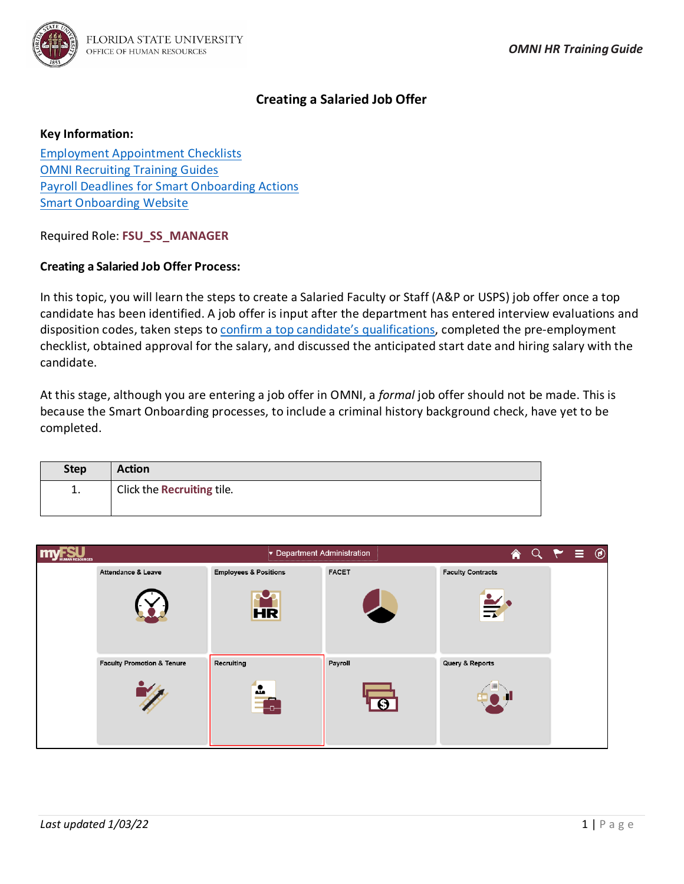# Creating a Salaried Job Offer

**Key Information:**

Employment Appointment Checklists
OMNI Recruiting Training Guides
Payroll Deadlines for Smart Onboarding Actions
Smart Onboarding Website

Required Role: **FSU_SS_MANAGER**

**Creating a Salaried Job Offer Process:**

In this topic, you will learn the steps to create a Salaried Faculty or Staff (A&P or USPS) job offer once a top candidate has been identified. A job offer is input after the department has entered interview evaluations and disposition codes, taken steps to confirm a top candidate's qualifications, completed the pre-employment checklist, obtained approval for the salary, and discussed the anticipated start date and hiring salary with the candidate.

At this stage, although you are entering a job offer in OMNI, a *formal* job offer should not be made. This is because the Smart Onboarding processes, to include a criminal history background check, have yet to be completed.

| Step | Action |
| --- | --- |
| 1. | Click the **Recruiting** tile. |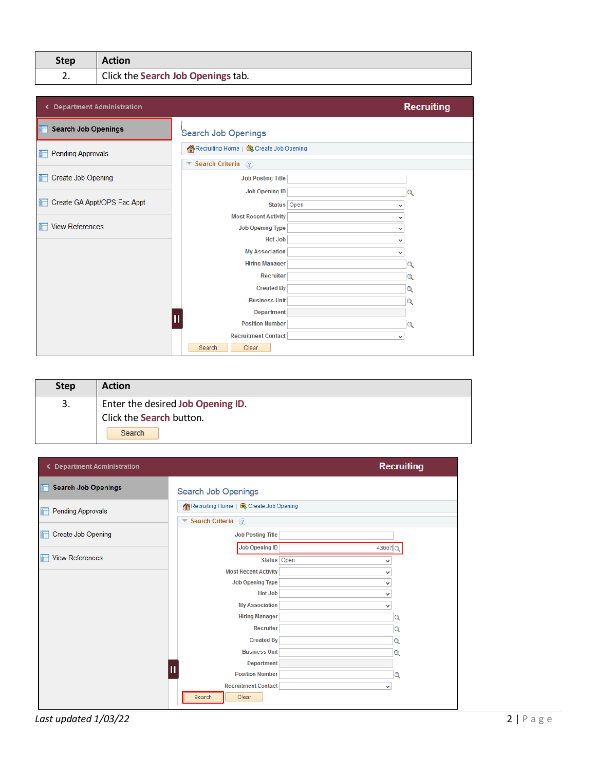| Step | Action |
|---|---|
| 2. | Click the **Search Job Openings** tab. |

| Step | Action |
|---|---|
| 3. | Enter the desired **Job Opening ID**.<br>Click the **Search** button. |

*Last updated 1/03/22*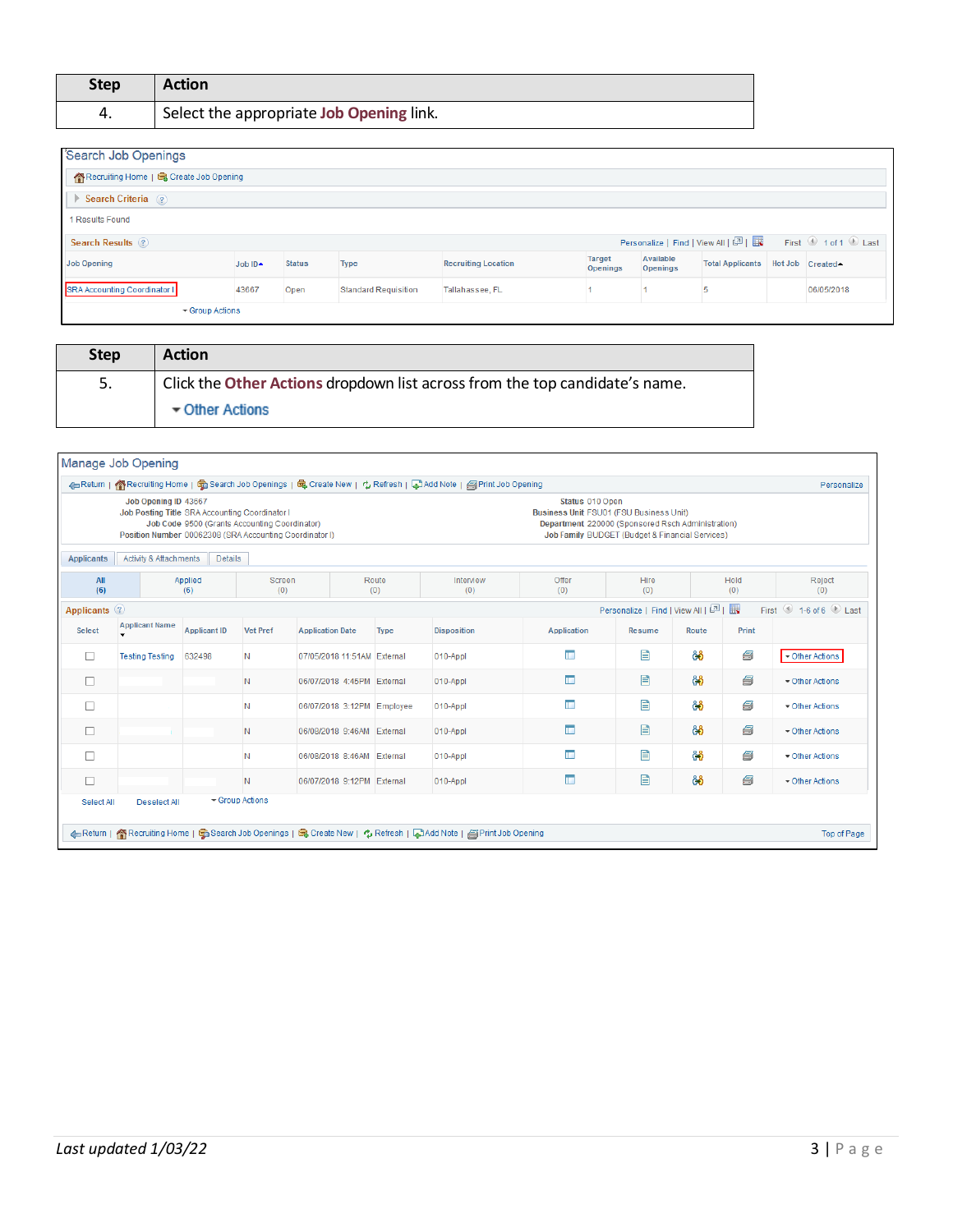| Step | Action |
| --- | --- |
| 4. | Select the appropriate **Job Opening** link. |

Search Job Openings

Recruiting Home | Create Job Opening

Search Criteria

1 Results Found

Search Results

| Job Opening | Job ID | Status | Type | Recruiting Location | Target Openings | Available Openings | Total Applicants | Hot Job | Created |
| --- | --- | --- | --- | --- | --- | --- | --- | --- | --- |
| SRA Accounting Coordinator I | 43667 | Open | Standard Requisition | Tallahassee, FL | 1 | 1 | 5 | | 06/05/2018 |

Group Actions

| Step | Action |
| --- | --- |
| 5. | Click the **Other Actions** dropdown list across from the top candidate's name. ▾ Other Actions |

Manage Job Opening

Return | Recruiting Home | Search Job Openings | Create New | Refresh | Add Note | Print Job Opening | Personalize

Job Opening ID 43667
Job Posting Title SRA Accounting Coordinator I
Job Code 9500 (Grants Accounting Coordinator)
Position Number 00062308 (SRA Accounting Coordinator I)

Status 010 Open
Business Unit FSU01 (FSU Business Unit)
Department 220000 (Sponsored Rsch Administration)
Job Family BUDGET (Budget & Financial Services)

Applicants | Activity & Attachments | Details

| All | Applied | Screen | Route | Interview | Offer | Hire | Hold | Reject |
| --- | --- | --- | --- | --- | --- | --- | --- | --- |
| (6) | (6) | (0) | (0) | (0) | (0) | (0) | (0) | (0) |

Applicants

| Select | Applicant Name | Applicant ID | Vet Pref | Application Date | Type | Disposition | Application | Resume | Route | Print | |
| --- | --- | --- | --- | --- | --- | --- | --- | --- | --- | --- | --- |
| ☐ | Testing Testing | 632498 | N | 07/05/2018 11:51AM | External | 010-Appl | | | | | ▾ Other Actions |
| ☐ | | | N | 06/07/2018 4:45PM | External | 010-Appl | | | | | ▾ Other Actions |
| ☐ | | | N | 06/07/2018 3:12PM | Employee | 010-Appl | | | | | ▾ Other Actions |
| ☐ | | | N | 06/08/2018 9:46AM | External | 010-Appl | | | | | ▾ Other Actions |
| ☐ | | | N | 06/08/2018 8:46AM | External | 010-Appl | | | | | ▾ Other Actions |
| ☐ | | | N | 06/07/2018 9:12PM | External | 010-Appl | | | | | ▾ Other Actions |

Select All | Deselect All | Group Actions

Return | Recruiting Home | Search Job Openings | Create New | Refresh | Add Note | Print Job Opening | Top of Page

*Last updated 1/03/22*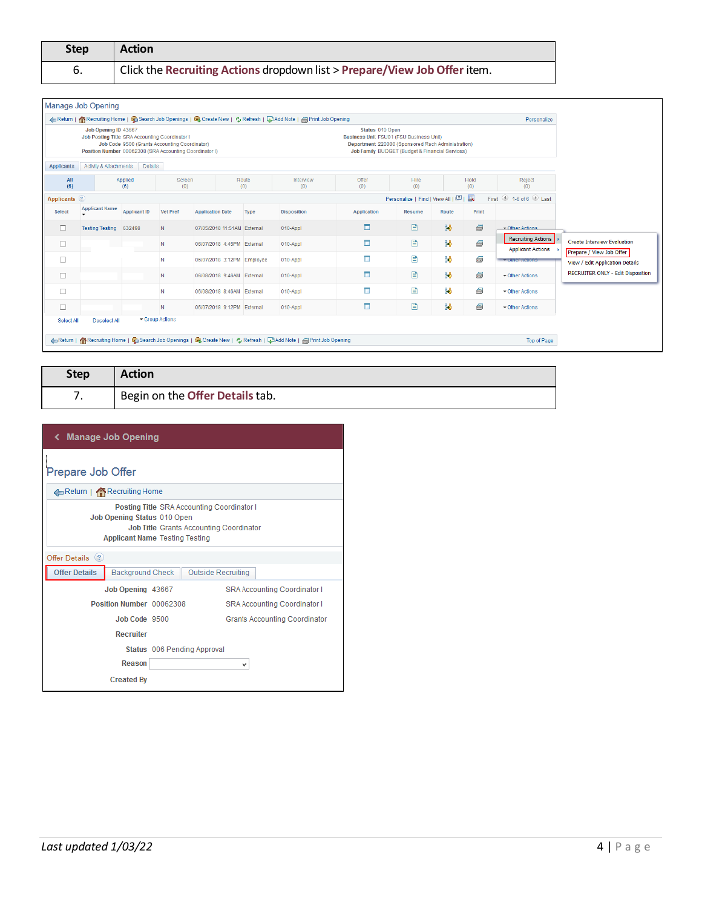| Step | Action |
|---|---|
| 6. | Click the **Recruiting Actions** dropdown list > **Prepare/View Job Offer** item. |

| Step | Action |
|---|---|
| 7. | Begin on the **Offer Details** tab. |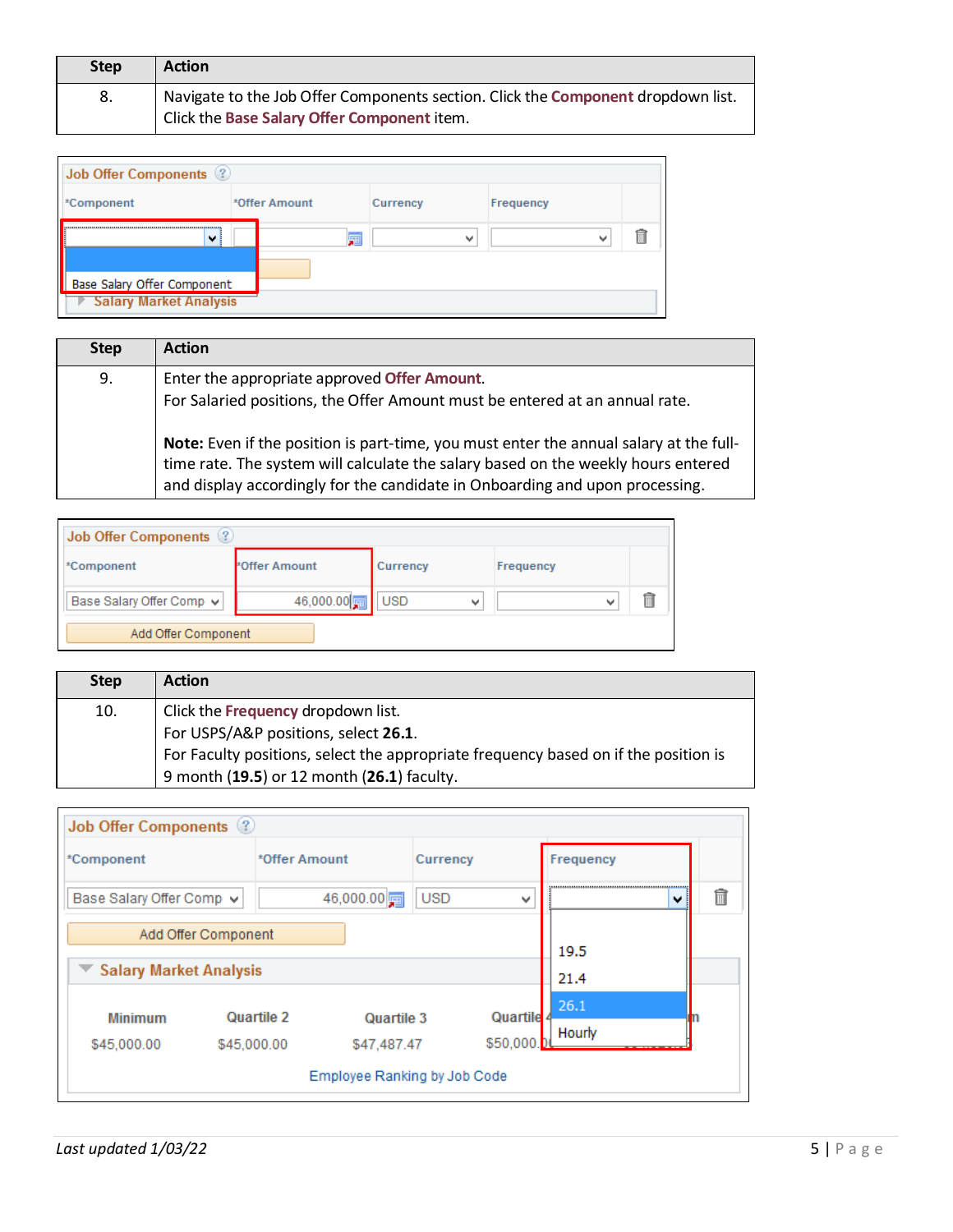| Step | Action |
|---|---|
| 8. | Navigate to the Job Offer Components section. Click the **Component** dropdown list. Click the **Base Salary Offer Component** item. |

| Step | Action |
|---|---|
| 9. | Enter the appropriate approved **Offer Amount**. For Salaried positions, the Offer Amount must be entered at an annual rate. **Note:** Even if the position is part-time, you must enter the annual salary at the full-time rate. The system will calculate the salary based on the weekly hours entered and display accordingly for the candidate in Onboarding and upon processing. |

| Step | Action |
|---|---|
| 10. | Click the **Frequency** dropdown list. For USPS/A&P positions, select **26.1**. For Faculty positions, select the appropriate frequency based on if the position is 9 month (**19.5**) or 12 month (**26.1**) faculty. |

*Last updated 1/03/22*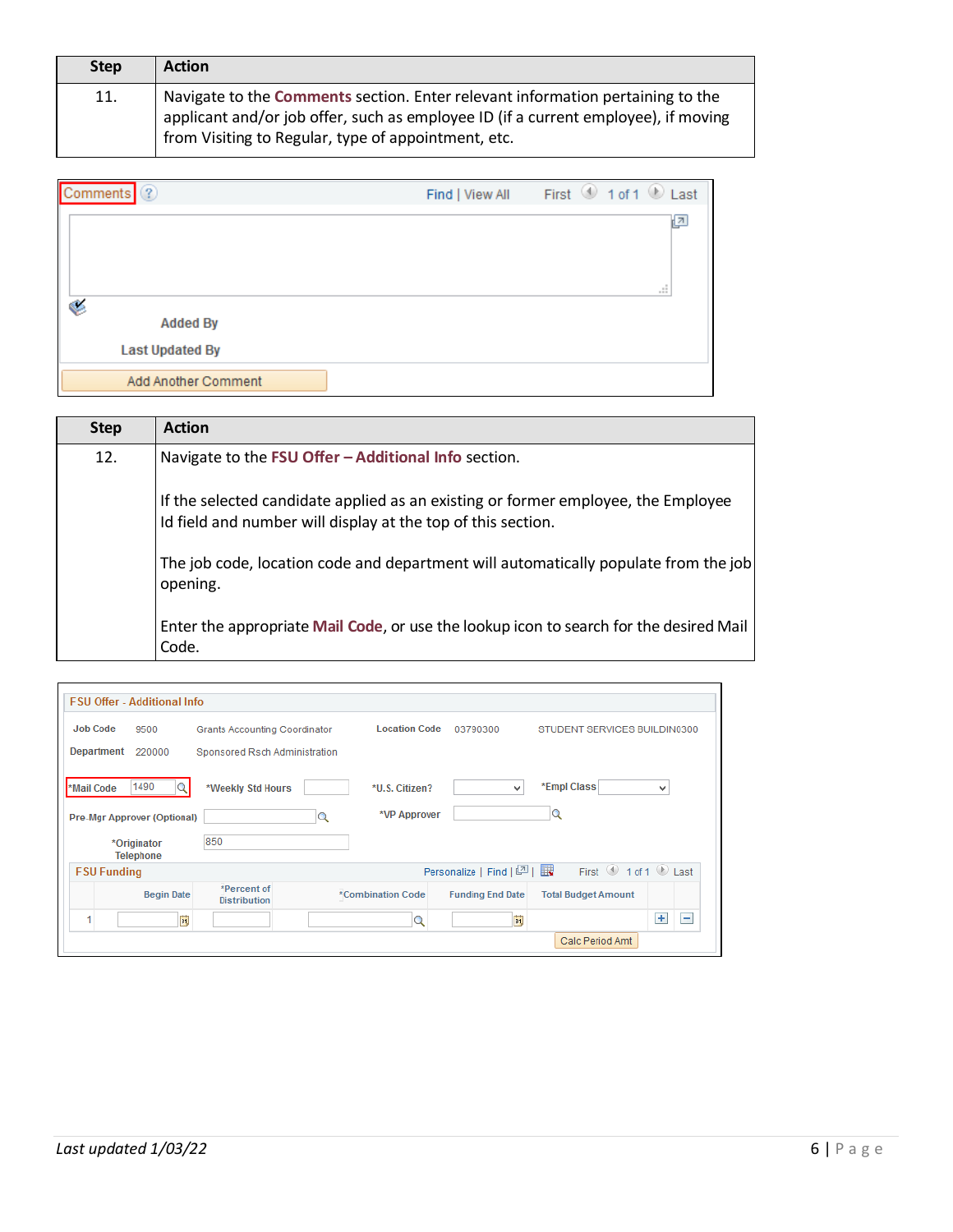| Step | Action |
|---|---|
| 11. | Navigate to the **Comments** section. Enter relevant information pertaining to the applicant and/or job offer, such as employee ID (if a current employee), if moving from Visiting to Regular, type of appointment, etc. |

| Step | Action |
|---|---|
| 12. | Navigate to the **FSU Offer – Additional Info** section.<br><br>If the selected candidate applied as an existing or former employee, the Employee Id field and number will display at the top of this section.<br><br>The job code, location code and department will automatically populate from the job opening.<br><br>Enter the appropriate **Mail Code**, or use the lookup icon to search for the desired Mail Code. |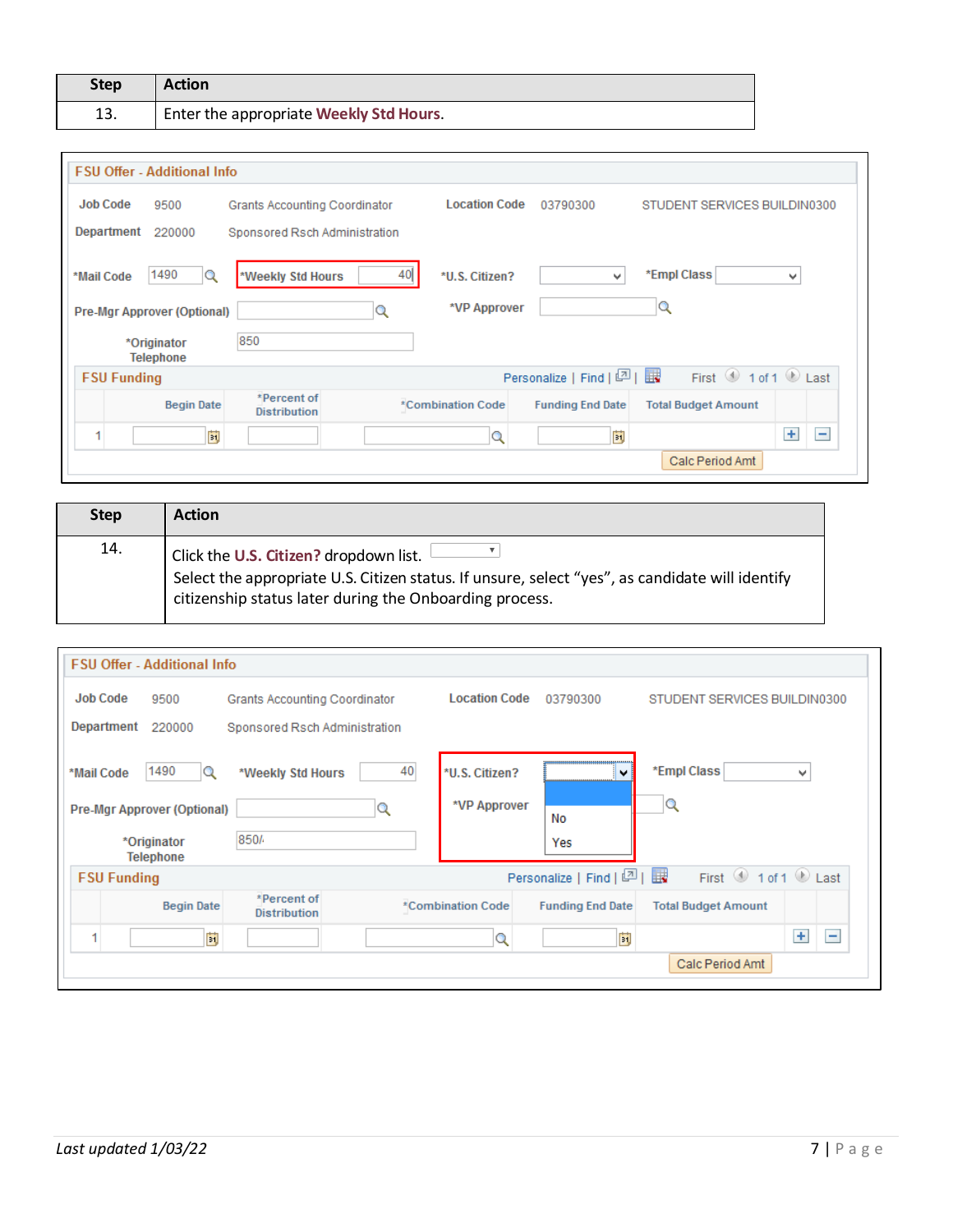| Step | Action |
|---|---|
| 13. | Enter the appropriate **Weekly Std Hours**. |

| Step | Action |
|---|---|
| 14. | Click the **U.S. Citizen?** dropdown list.<br>Select the appropriate U.S. Citizen status. If unsure, select "yes", as candidate will identify citizenship status later during the Onboarding process. |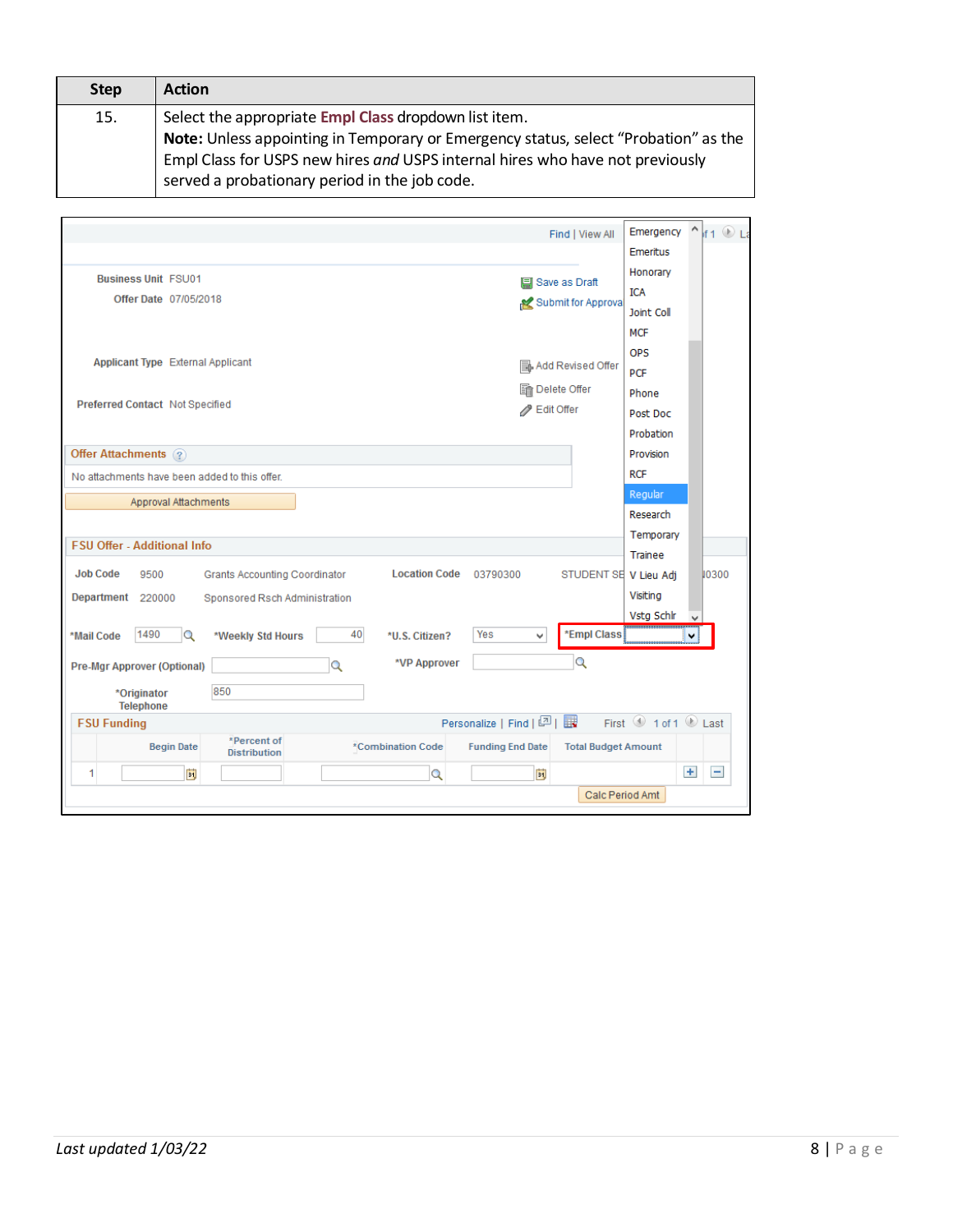| Step | Action |
| --- | --- |
| 15. | Select the appropriate **Empl Class** dropdown list item. **Note:** Unless appointing in Temporary or Emergency status, select "Probation" as the Empl Class for USPS new hires *and* USPS internal hires who have not previously served a probationary period in the job code. |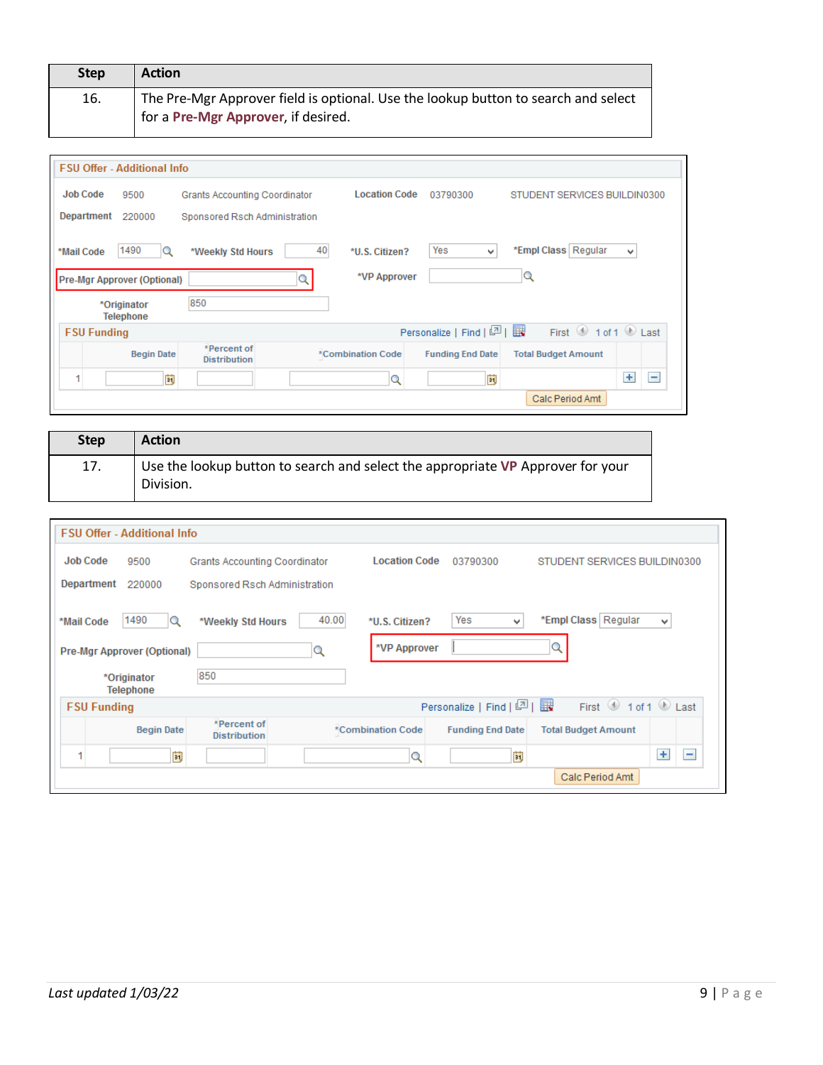| Step | Action |
|---|---|
| 16. | The Pre-Mgr Approver field is optional. Use the lookup button to search and select for a **Pre-Mgr Approver**, if desired. |

**FSU Offer - Additional Info**

Job Code 9500 Grants Accounting Coordinator Location Code 03790300 STUDENT SERVICES BUILDIN0300

Department 220000 Sponsored Rsch Administration

*Mail Code 1490 *Weekly Std Hours 40 *U.S. Citizen? Yes *Empl Class Regular

Pre-Mgr Approver (Optional) *VP Approver

*Originator Telephone 850

**FSU Funding** Personalize | Find | First 1 of 1 Last

| | Begin Date | *Percent of Distribution | *Combination Code | Funding End Date | Total Budget Amount |
|---|---|---|---|---|---|
| 1 | | | | | |

Calc Period Amt

| Step | Action |
|---|---|
| 17. | Use the lookup button to search and select the appropriate **VP** Approver for your Division. |

**FSU Offer - Additional Info**

Job Code 9500 Grants Accounting Coordinator Location Code 03790300 STUDENT SERVICES BUILDIN0300

Department 220000 Sponsored Rsch Administration

*Mail Code 1490 *Weekly Std Hours 40.00 *U.S. Citizen? Yes *Empl Class Regular

Pre-Mgr Approver (Optional) *VP Approver

*Originator Telephone 850

**FSU Funding** Personalize | Find | First 1 of 1 Last

| | Begin Date | *Percent of Distribution | *Combination Code | Funding End Date | Total Budget Amount |
|---|---|---|---|---|---|
| 1 | | | | | |

Calc Period Amt

*Last updated 1/03/22*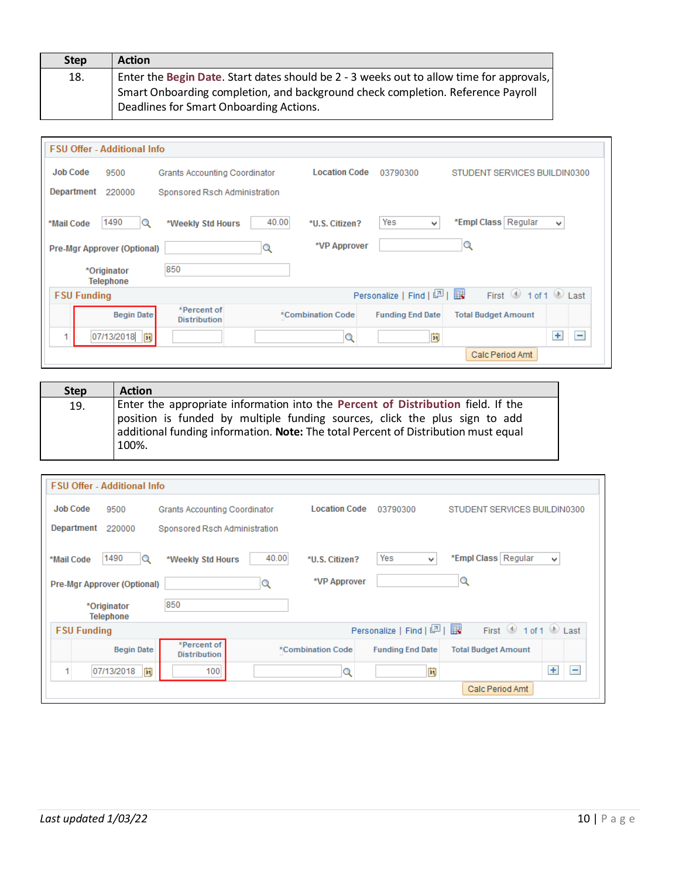| Step | Action |
| --- | --- |
| 18. | Enter the **Begin Date**. Start dates should be 2 - 3 weeks out to allow time for approvals, Smart Onboarding completion, and background check completion. Reference Payroll Deadlines for Smart Onboarding Actions. |

| Step | Action |
| --- | --- |
| 19. | Enter the appropriate information into the **Percent of Distribution** field. If the position is funded by multiple funding sources, click the plus sign to add additional funding information. **Note:** The total Percent of Distribution must equal 100%. |

*Last updated 1/03/22*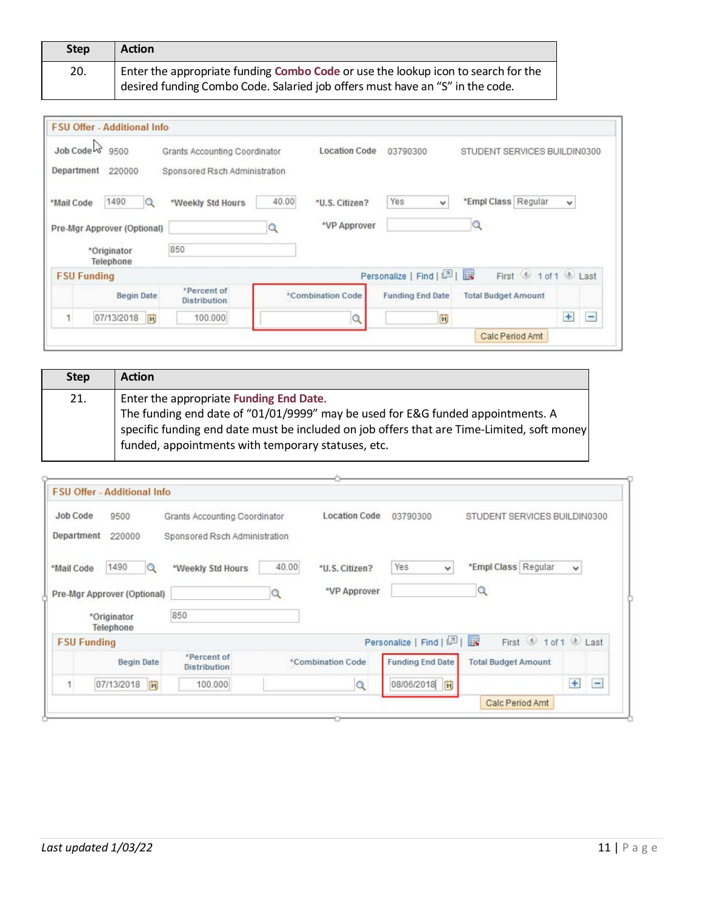| Step | Action |
| --- | --- |
| 20. | Enter the appropriate funding **Combo Code** or use the lookup icon to search for the desired funding Combo Code. Salaried job offers must have an “S” in the code. |

| Step | Action |
| --- | --- |
| 21. | Enter the appropriate **Funding End Date**. The funding end date of “01/01/9999” may be used for E&G funded appointments. A specific funding end date must be included on job offers that are Time-Limited, soft money funded, appointments with temporary statuses, etc. |

*Last updated 1/03/22*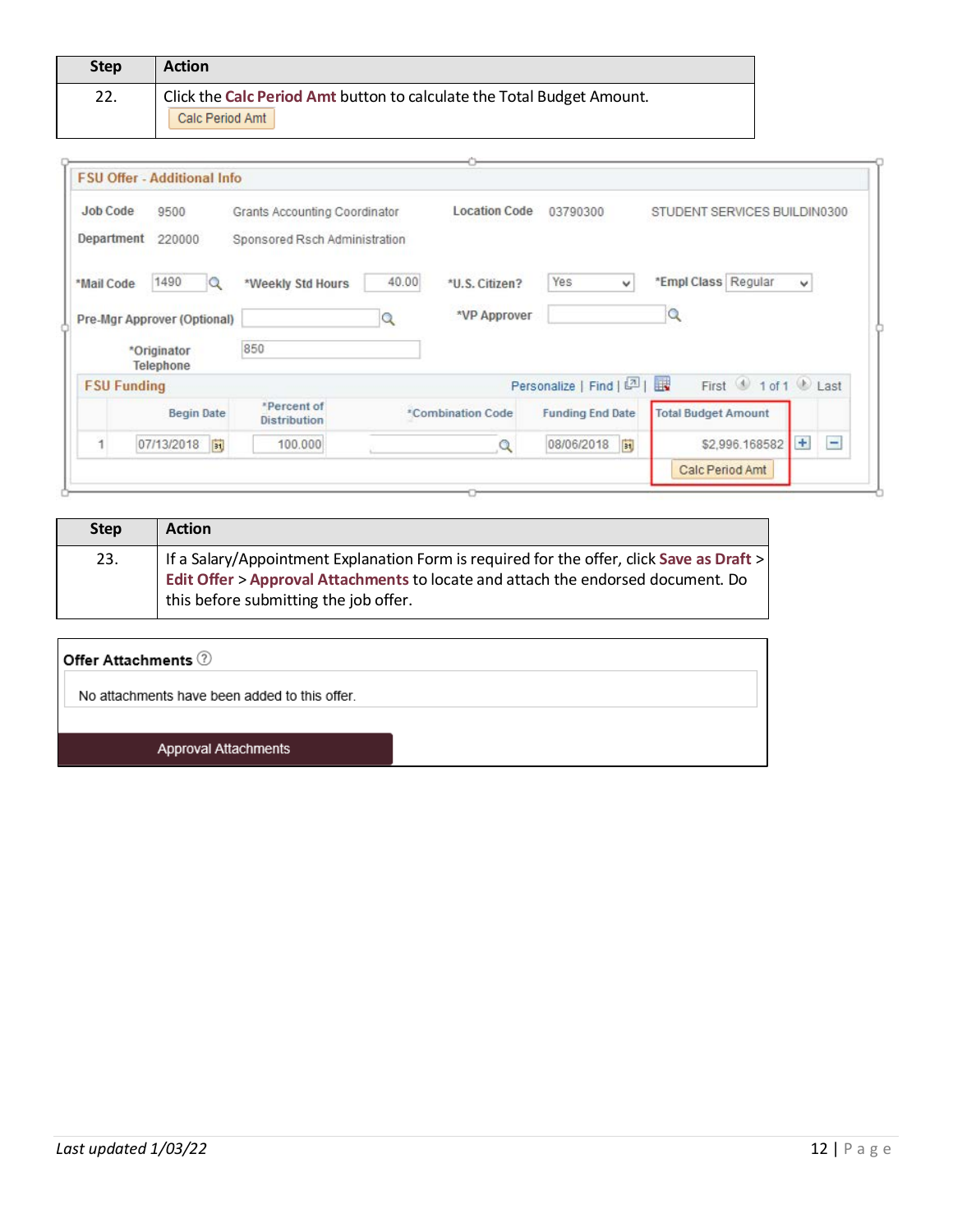| Step | Action |
| --- | --- |
| 22. | Click the **Calc Period Amt** button to calculate the Total Budget Amount. Calc Period Amt |

**FSU Offer - Additional Info**

Job Code 9500 Grants Accounting Coordinator Location Code 03790300 STUDENT SERVICES BUILDIN0300

Department 220000 Sponsored Rsch Administration

*Mail Code 1490 *Weekly Std Hours 40.00 *U.S. Citizen? Yes *Empl Class Regular

Pre-Mgr Approver (Optional) *VP Approver

*Originator Telephone 850

**FSU Funding** Personalize | Find | First 1 of 1 Last

|  | Begin Date | *Percent of Distribution | *Combination Code | Funding End Date | Total Budget Amount |
| --- | --- | --- | --- | --- | --- |
| 1 | 07/13/2018 | 100.000 |  | 08/06/2018 | $2,996.168582 |

Calc Period Amt

| Step | Action |
| --- | --- |
| 23. | If a Salary/Appointment Explanation Form is required for the offer, click **Save as Draft** > **Edit Offer** > **Approval Attachments** to locate and attach the endorsed document. Do this before submitting the job offer. |

**Offer Attachments**

No attachments have been added to this offer.

Approval Attachments

*Last updated 1/03/22*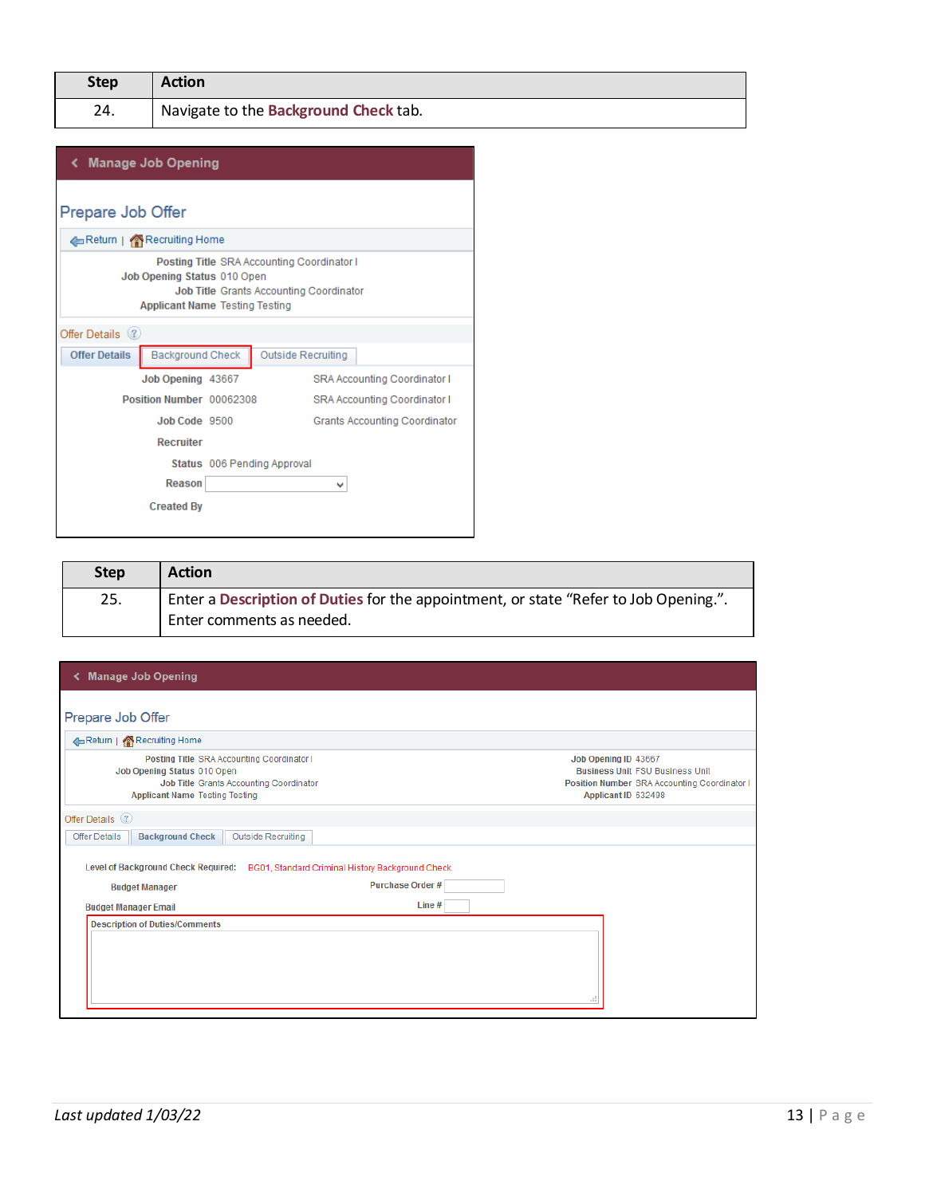| Step | Action |
| --- | --- |
| 24. | Navigate to the **Background Check** tab. |

**Manage Job Opening**

**Prepare Job Offer**

Return | Recruiting Home

**Posting Title** SRA Accounting Coordinator I
**Job Opening Status** 010 Open
**Job Title** Grants Accounting Coordinator
**Applicant Name** Testing Testing

Offer Details

Offer Details | Background Check | Outside Recruiting

**Job Opening** 43667 SRA Accounting Coordinator I
**Position Number** 00062308 SRA Accounting Coordinator I
**Job Code** 9500 Grants Accounting Coordinator
**Recruiter**
**Status** 006 Pending Approval
**Reason**
**Created By**

| Step | Action |
| --- | --- |
| 25. | Enter a **Description of Duties** for the appointment, or state "Refer to Job Opening.". Enter comments as needed. |

**Manage Job Opening**

**Prepare Job Offer**

Return | Recruiting Home

**Posting Title** SRA Accounting Coordinator I
**Job Opening Status** 010 Open
**Job Title** Grants Accounting Coordinator
**Applicant Name** Testing Testing

**Job Opening ID** 43667
**Business Unit** FSU Business Unit
**Position Number** SRA Accounting Coordinator I
**Applicant ID** 632408

Offer Details

Offer Details | Background Check | Outside Recruiting

Level of Background Check Required: BG01, Standard Criminal History Background Check

Budget Manager

Purchase Order #

Budget Manager Email

Line #

Description of Duties/Comments

*Last updated 1/03/22*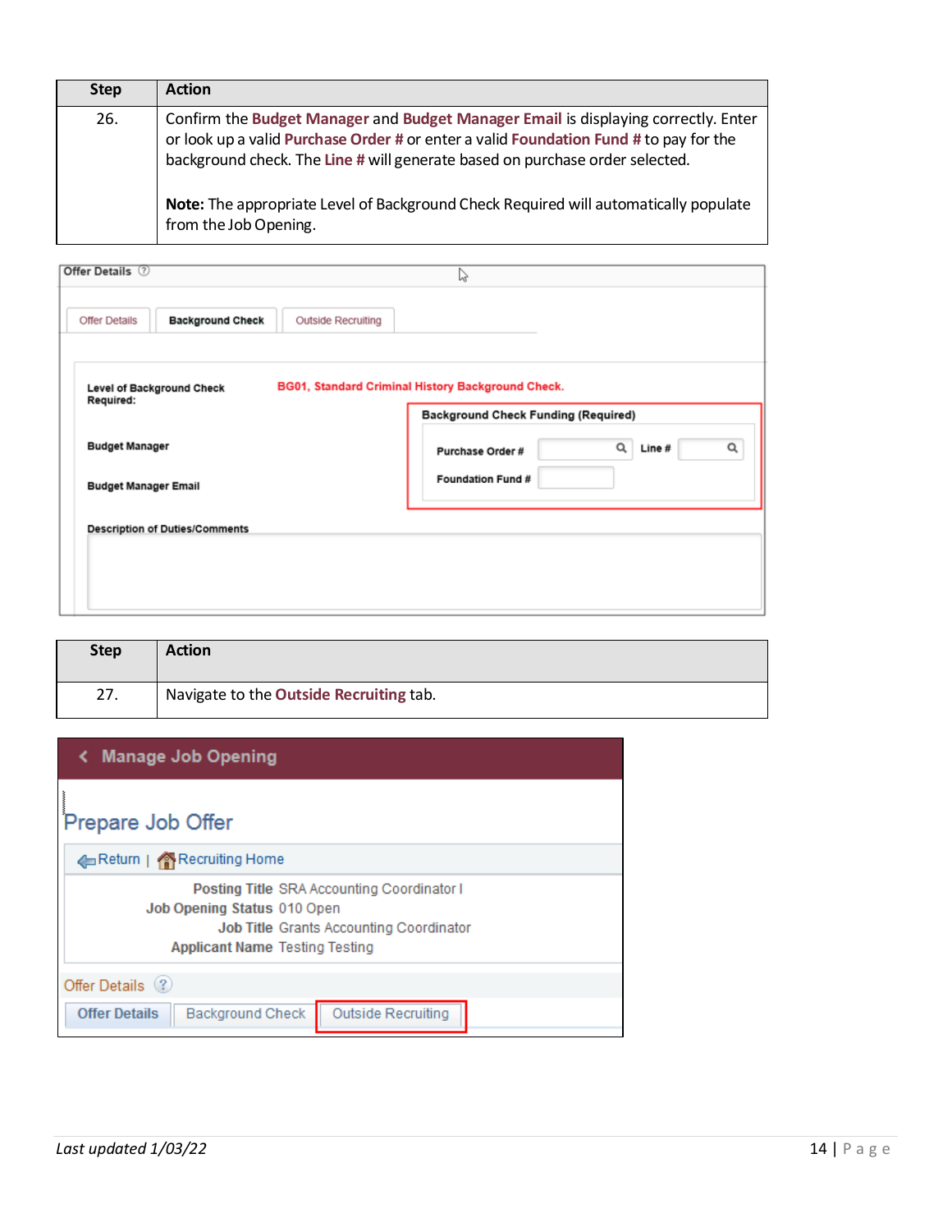| Step | Action |
| --- | --- |
| 26. | Confirm the **Budget Manager** and **Budget Manager Email** is displaying correctly. Enter or look up a valid **Purchase Order #** or enter a valid **Foundation Fund #** to pay for the background check. The **Line #** will generate based on purchase order selected.<br><br>**Note:** The appropriate Level of Background Check Required will automatically populate from the Job Opening. |

Offer Details

Offer Details | **Background Check** | Outside Recruiting

**Level of Background Check Required:** BG01, Standard Criminal History Background Check.

**Budget Manager**

**Budget Manager Email**

**Background Check Funding (Required)**

**Purchase Order #** **Line #**

**Foundation Fund #**

**Description of Duties/Comments**

| Step | Action |
| --- | --- |
| 27. | Navigate to the **Outside Recruiting** tab. |

Manage Job Opening

Prepare Job Offer

Return | Recruiting Home

**Posting Title** SRA Accounting Coordinator I
**Job Opening Status** 010 Open
**Job Title** Grants Accounting Coordinator
**Applicant Name** Testing Testing

Offer Details

**Offer Details** | Background Check | Outside Recruiting

*Last updated 1/03/22*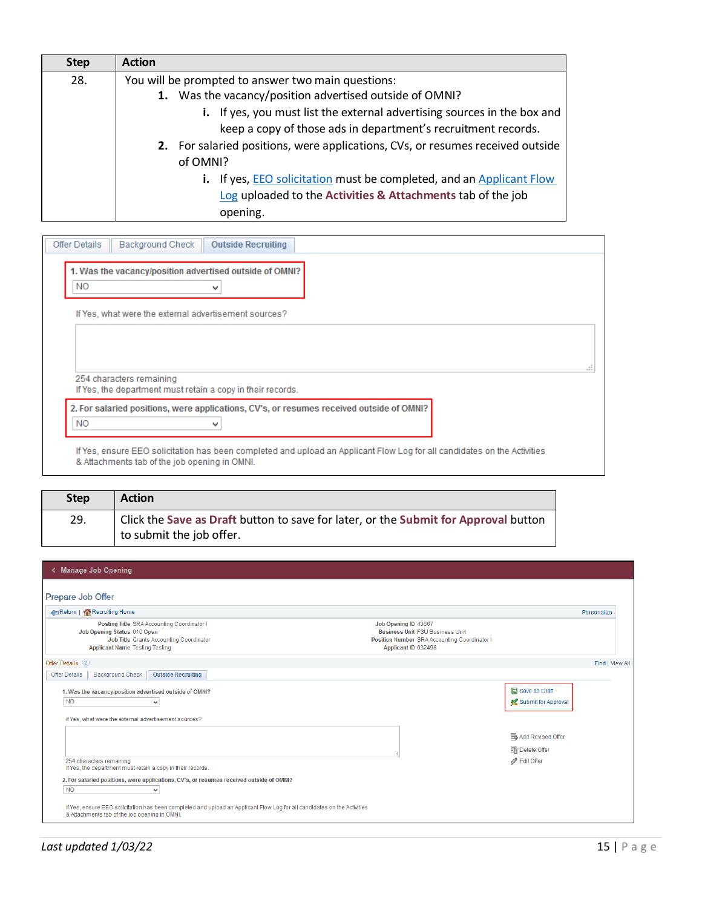| Step | Action |
|---|---|
| 28. | You will be prompted to answer two main questions:<br>**1.** Was the vacancy/position advertised outside of OMNI?<br>**i.** If yes, you must list the external advertising sources in the box and keep a copy of those ads in department's recruitment records.<br>**2.** For salaried positions, were applications, CVs, or resumes received outside of OMNI?<br>**i.** If yes, [EEO solicitation]() must be completed, and an [Applicant Flow Log]() uploaded to the **Activities & Attachments** tab of the job opening. |

Offer Details | Background Check | Outside Recruiting

1. Was the vacancy/position advertised outside of OMNI?
NO

If Yes, what were the external advertisement sources?

254 characters remaining
If Yes, the department must retain a copy in their records.

2. For salaried positions, were applications, CV's, or resumes received outside of OMNI?
NO

If Yes, ensure EEO solicitation has been completed and upload an Applicant Flow Log for all candidates on the Activities & Attachments tab of the job opening in OMNI.

| Step | Action |
|---|---|
| 29. | Click the **Save as Draft** button to save for later, or the **Submit for Approval** button to submit the job offer. |

Manage Job Opening

Prepare Job Offer

Return | Recruiting Home | Personalize

Posting Title SRA Accounting Coordinator I
Job Opening Status 010 Open
Job Title Grants Accounting Coordinator
Applicant Name Testing Testing

Job Opening ID 43667
Business Unit FSU Business Unit
Position Number SRA Accounting Coordinator I
Applicant ID 632498

Offer Details | Find | View All

Offer Details | Background Check | Outside Recruiting

1. Was the vacancy/position advertised outside of OMNI?
NO

If Yes, what were the external advertisement sources?

254 characters remaining
If Yes, the department must retain a copy in their records.

2. For salaried positions, were applications, CV's, or resumes received outside of OMNI?
NO

If Yes, ensure EEO solicitation has been completed and upload an Applicant Flow Log for all candidates on the Activities & Attachments tab of the job opening in OMNI.

Save as Draft
Submit for Approval
Add Revised Offer
Delete Offer
Edit Offer

*Last updated 1/03/22*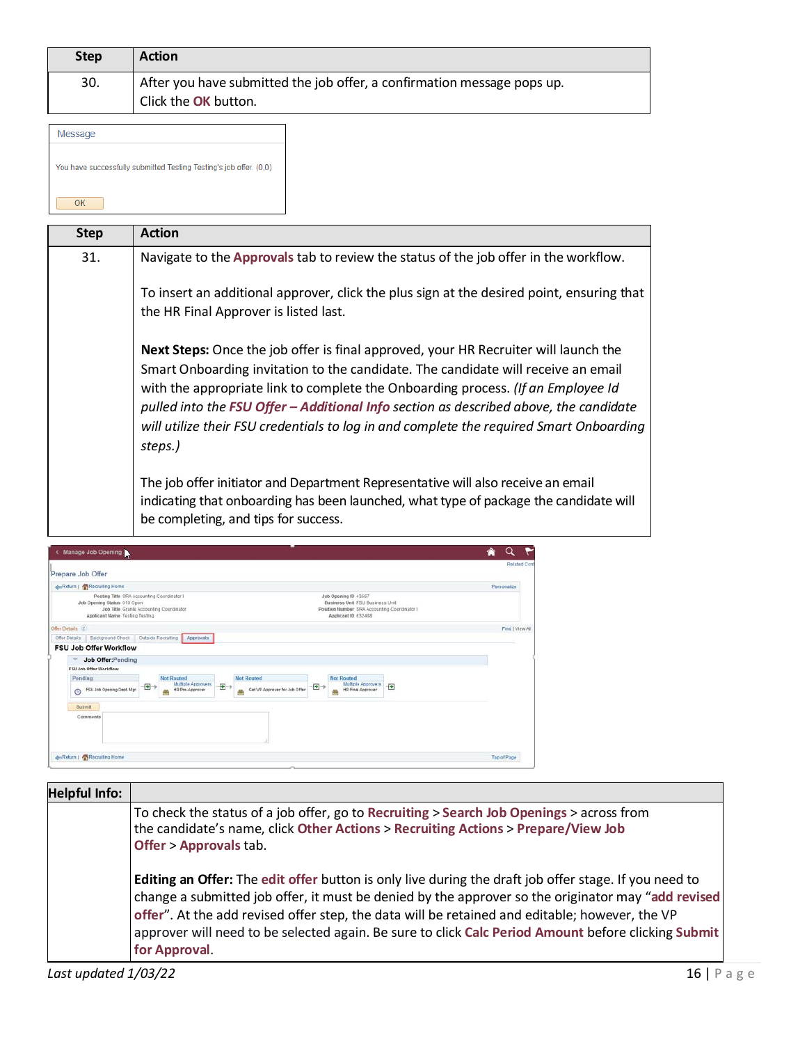| Step | Action |
|---|---|
| 30. | After you have submitted the job offer, a confirmation message pops up. Click the **OK** button. |

Message

You have successfully submitted Testing Testing's job offer. (0,0)

OK

| Step | Action |
|---|---|
| 31. | Navigate to the **Approvals** tab to review the status of the job offer in the workflow.<br><br>To insert an additional approver, click the plus sign at the desired point, ensuring that the HR Final Approver is listed last.<br><br>**Next Steps:** Once the job offer is final approved, your HR Recruiter will launch the Smart Onboarding invitation to the candidate. The candidate will receive an email with the appropriate link to complete the Onboarding process. *(If an Employee Id pulled into the* ***FSU Offer – Additional Info*** *section as described above, the candidate will utilize their FSU credentials to log in and complete the required Smart Onboarding steps.)*<br><br>The job offer initiator and Department Representative will also receive an email indicating that onboarding has been launched, what type of package the candidate will be completing, and tips for success. |

| Helpful Info: | |
|---|---|
| | To check the status of a job offer, go to **Recruiting** > **Search Job Openings** > across from the candidate's name, click **Other Actions** > **Recruiting Actions** > **Prepare/View Job Offer** > **Approvals** tab.<br><br>**Editing an Offer:** The **edit offer** button is only live during the draft job offer stage. If you need to change a submitted job offer, it must be denied by the approver so the originator may "**add revised offer**". At the add revised offer step, the data will be retained and editable; however, the VP approver will need to be selected again. Be sure to click **Calc Period Amount** before clicking **Submit for Approval**. |

*Last updated 1/03/22*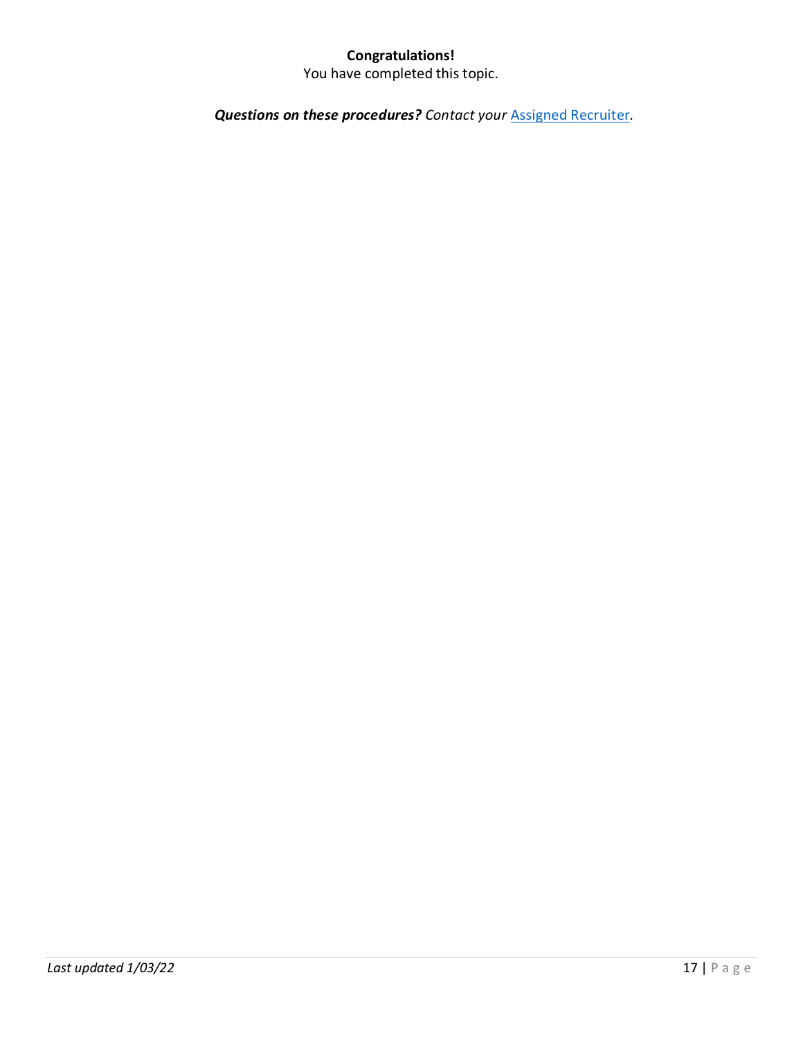**Congratulations!**
You have completed this topic.

***Questions on these procedures?*** *Contact your* [Assigned Recruiter](#).